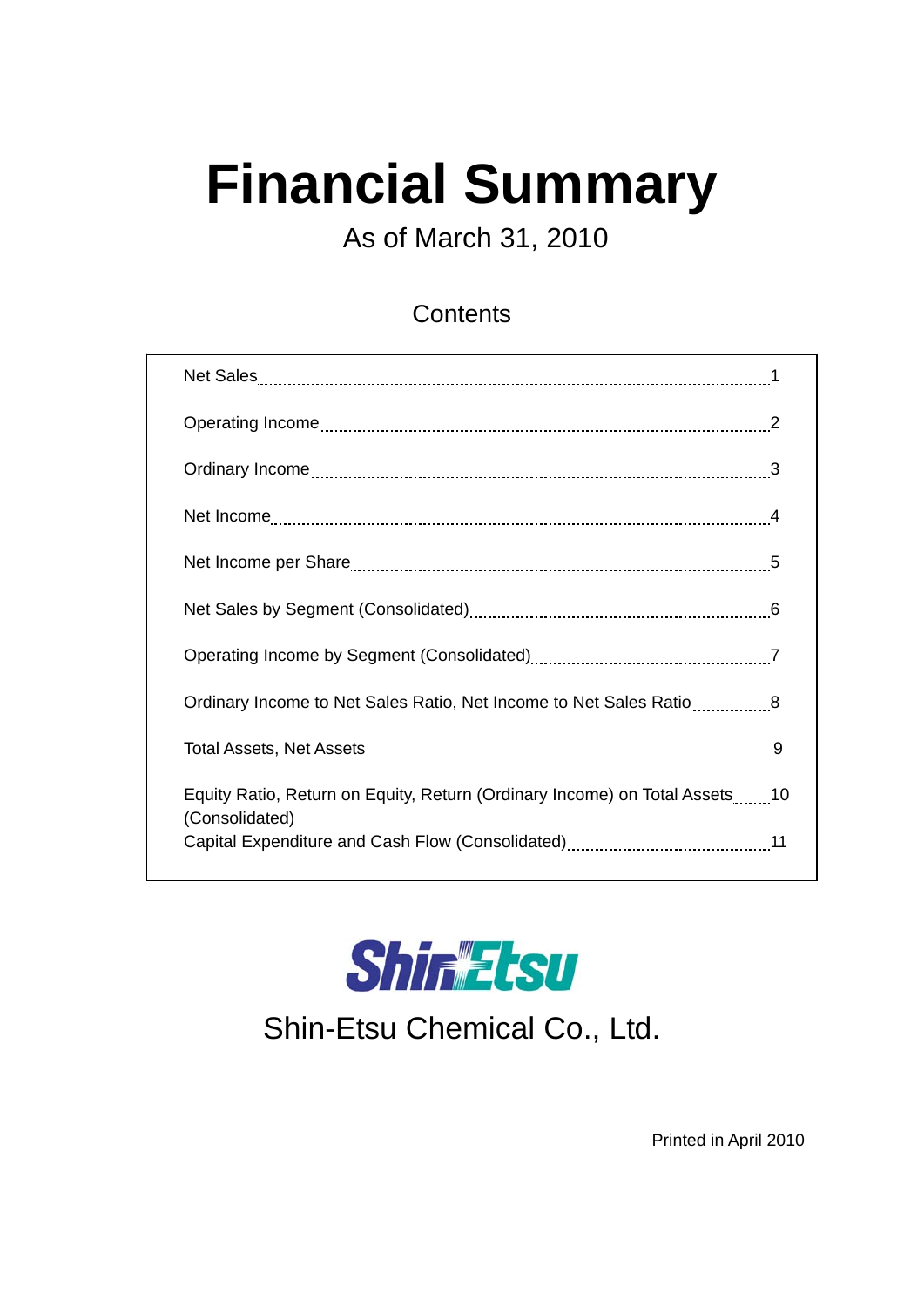# Financial Summary

As of March 31, 2010

## Contents

| | |
|---|---|
| Net Sales | 1 |
| Operating Income | 2 |
| Ordinary Income | 3 |
| Net Income | 4 |
| Net Income per Share | 5 |
| Net Sales by Segment (Consolidated) | 6 |
| Operating Income by Segment (Consolidated) | 7 |
| Ordinary Income to Net Sales Ratio, Net Income to Net Sales Ratio | 8 |
| Total Assets, Net Assets | 9 |
| Equity Ratio, Return on Equity, Return (Ordinary Income) on Total Assets (Consolidated) | 10 |
| Capital Expenditure and Cash Flow (Consolidated) | 11 |

Shin-Etsu

Shin-Etsu Chemical Co., Ltd.

Printed in April 2010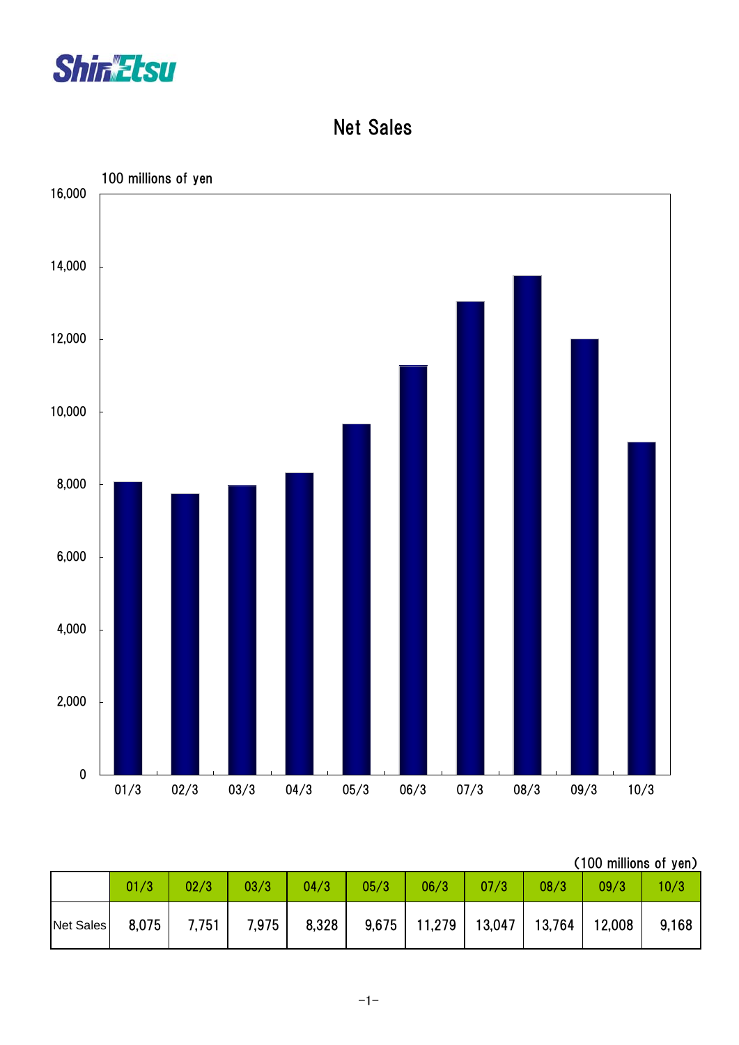# Net Sales

(100 millions of yen)

|  | 01/3 | 02/3 | 03/3 | 04/3 | 05/3 | 06/3 | 07/3 | 08/3 | 09/3 | 10/3 |
|---|---|---|---|---|---|---|---|---|---|---|
| Net Sales | 8,075 | 7,751 | 7,975 | 8,328 | 9,675 | 11,279 | 13,047 | 13,764 | 12,008 | 9,168 |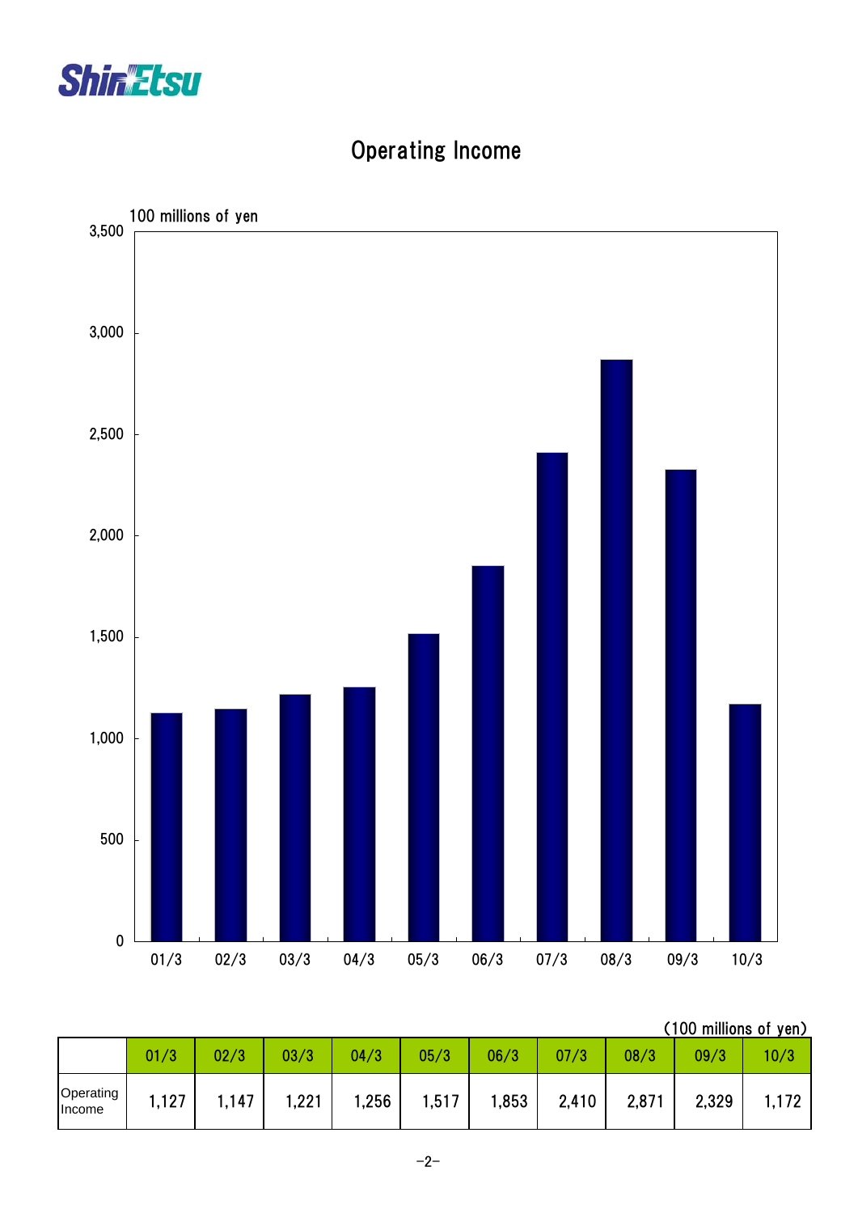# Operating Income

(100 millions of yen)

| | 01/3 | 02/3 | 03/3 | 04/3 | 05/3 | 06/3 | 07/3 | 08/3 | 09/3 | 10/3 |
|---|---|---|---|---|---|---|---|---|---|---|
| Operating Income | 1,127 | 1,147 | 1,221 | 1,256 | 1,517 | 1,853 | 2,410 | 2,871 | 2,329 | 1,172 |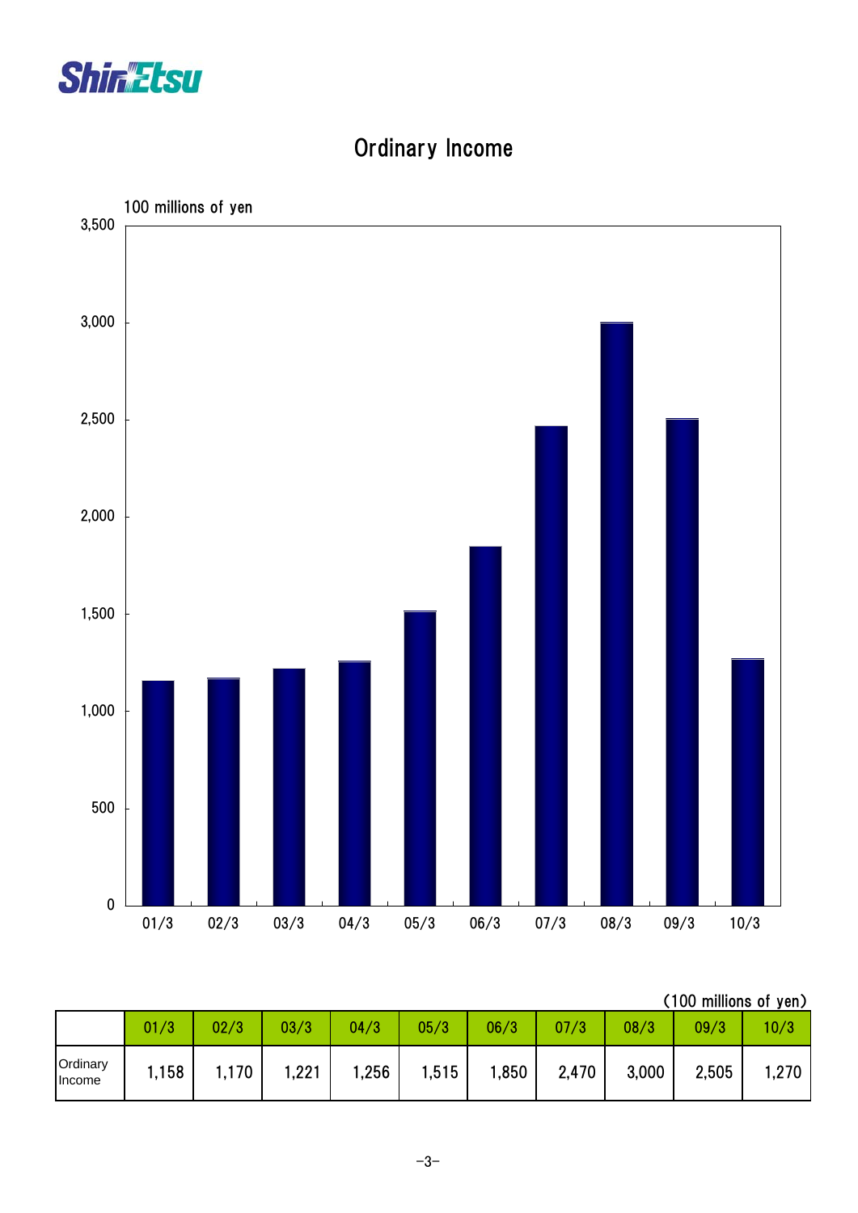# Ordinary Income

100 millions of yen

(100 millions of yen)

| | 01/3 | 02/3 | 03/3 | 04/3 | 05/3 | 06/3 | 07/3 | 08/3 | 09/3 | 10/3 |
|---|---|---|---|---|---|---|---|---|---|---|
| Ordinary Income | 1,158 | 1,170 | 1,221 | 1,256 | 1,515 | 1,850 | 2,470 | 3,000 | 2,505 | 1,270 |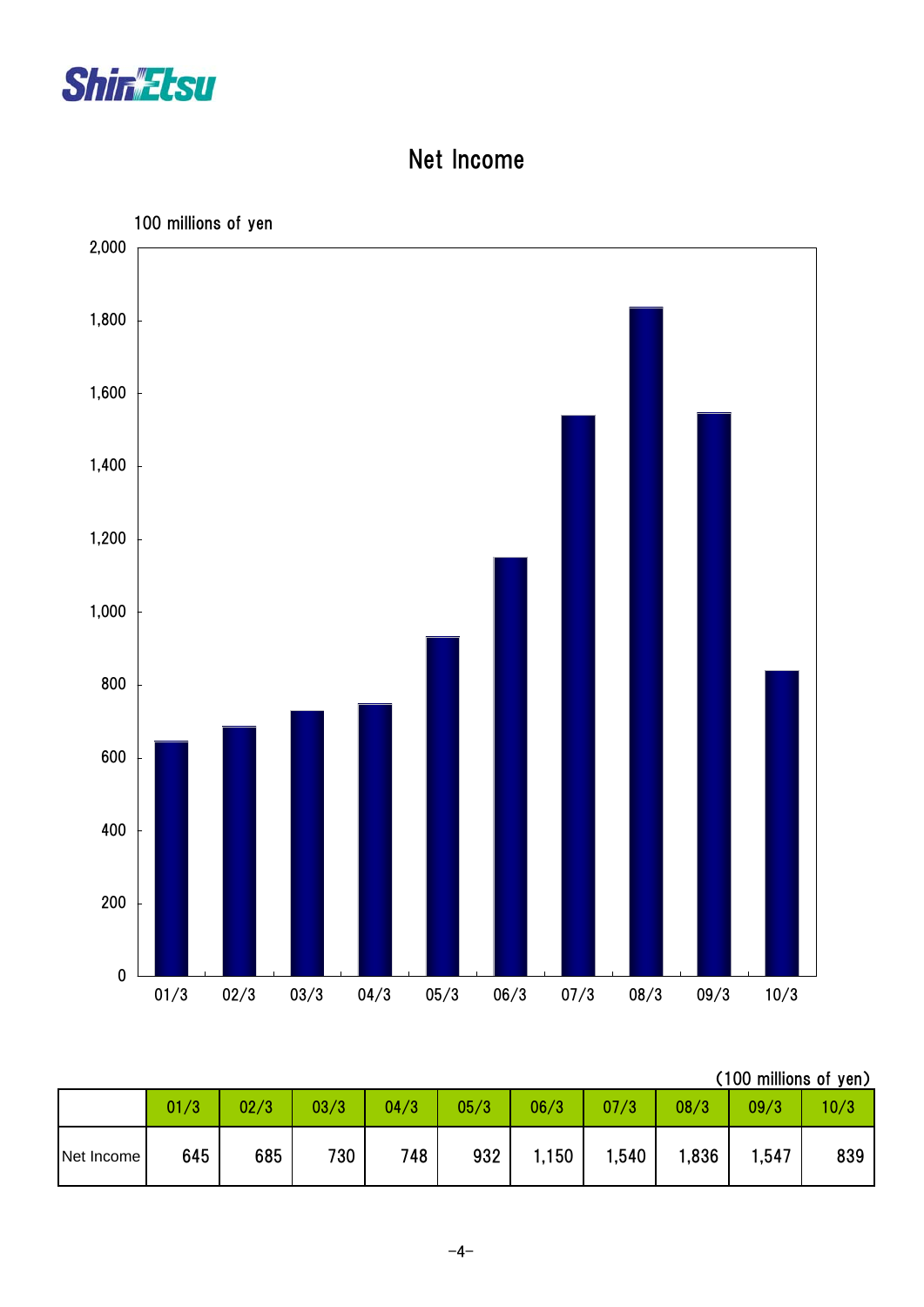# Net Income

(100 millions of yen)

| | 01/3 | 02/3 | 03/3 | 04/3 | 05/3 | 06/3 | 07/3 | 08/3 | 09/3 | 10/3 |
|---|---|---|---|---|---|---|---|---|---|---|
| Net Income | 645 | 685 | 730 | 748 | 932 | 1,150 | 1,540 | 1,836 | 1,547 | 839 |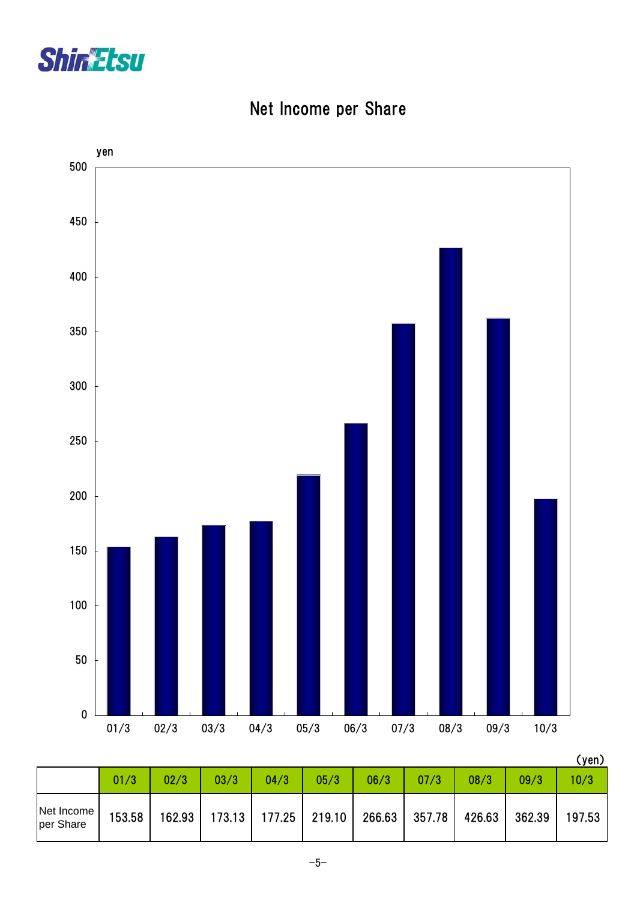# Net Income per Share

(yen)

|  | 01/3 | 02/3 | 03/3 | 04/3 | 05/3 | 06/3 | 07/3 | 08/3 | 09/3 | 10/3 |
|---|---|---|---|---|---|---|---|---|---|---|
| Net Income per Share | 153.58 | 162.93 | 173.13 | 177.25 | 219.10 | 266.63 | 357.78 | 426.63 | 362.39 | 197.53 |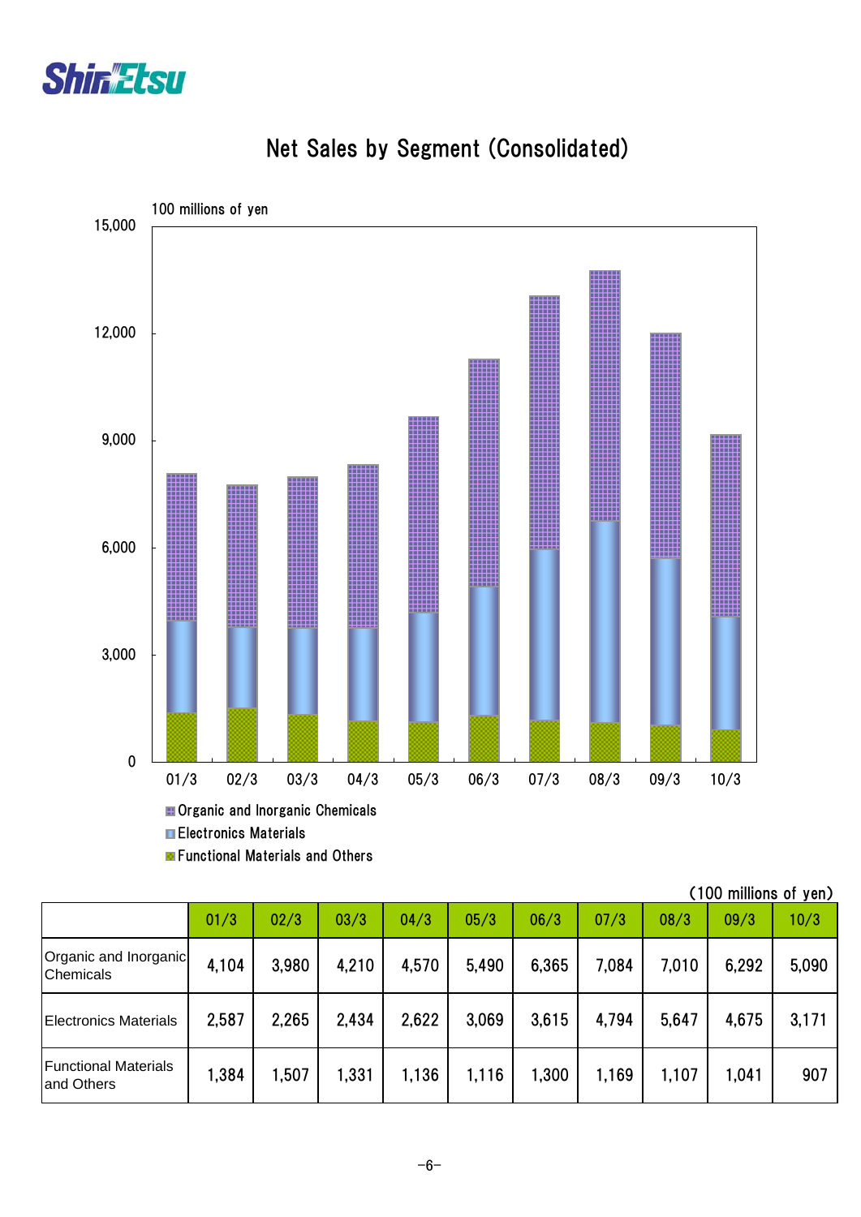# Net Sales by Segment (Consolidated)

100 millions of yen

Organic and Inorganic Chemicals
Electronics Materials
Functional Materials and Others

(100 millions of yen)

| | 01/3 | 02/3 | 03/3 | 04/3 | 05/3 | 06/3 | 07/3 | 08/3 | 09/3 | 10/3 |
|---|---|---|---|---|---|---|---|---|---|---|
| Organic and Inorganic Chemicals | 4,104 | 3,980 | 4,210 | 4,570 | 5,490 | 6,365 | 7,084 | 7,010 | 6,292 | 5,090 |
| Electronics Materials | 2,587 | 2,265 | 2,434 | 2,622 | 3,069 | 3,615 | 4,794 | 5,647 | 4,675 | 3,171 |
| Functional Materials and Others | 1,384 | 1,507 | 1,331 | 1,136 | 1,116 | 1,300 | 1,169 | 1,107 | 1,041 | 907 |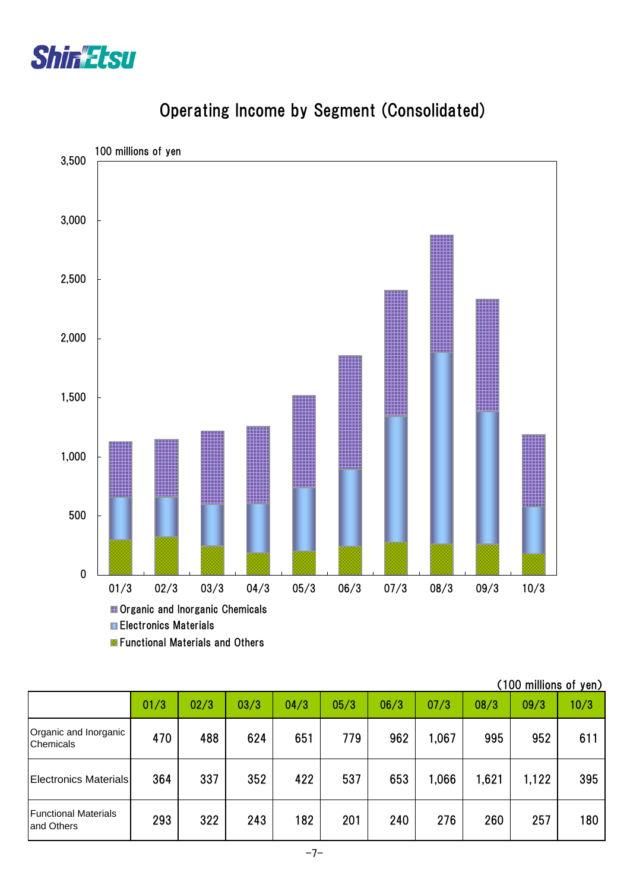# Operating Income by Segment (Consolidated)

(100 millions of yen)

| | 01/3 | 02/3 | 03/3 | 04/3 | 05/3 | 06/3 | 07/3 | 08/3 | 09/3 | 10/3 |
|---|---|---|---|---|---|---|---|---|---|---|
| Organic and Inorganic Chemicals | 470 | 488 | 624 | 651 | 779 | 962 | 1,067 | 995 | 952 | 611 |
| Electronics Materials | 364 | 337 | 352 | 422 | 537 | 653 | 1,066 | 1,621 | 1,122 | 395 |
| Functional Materials and Others | 293 | 322 | 243 | 182 | 201 | 240 | 276 | 260 | 257 | 180 |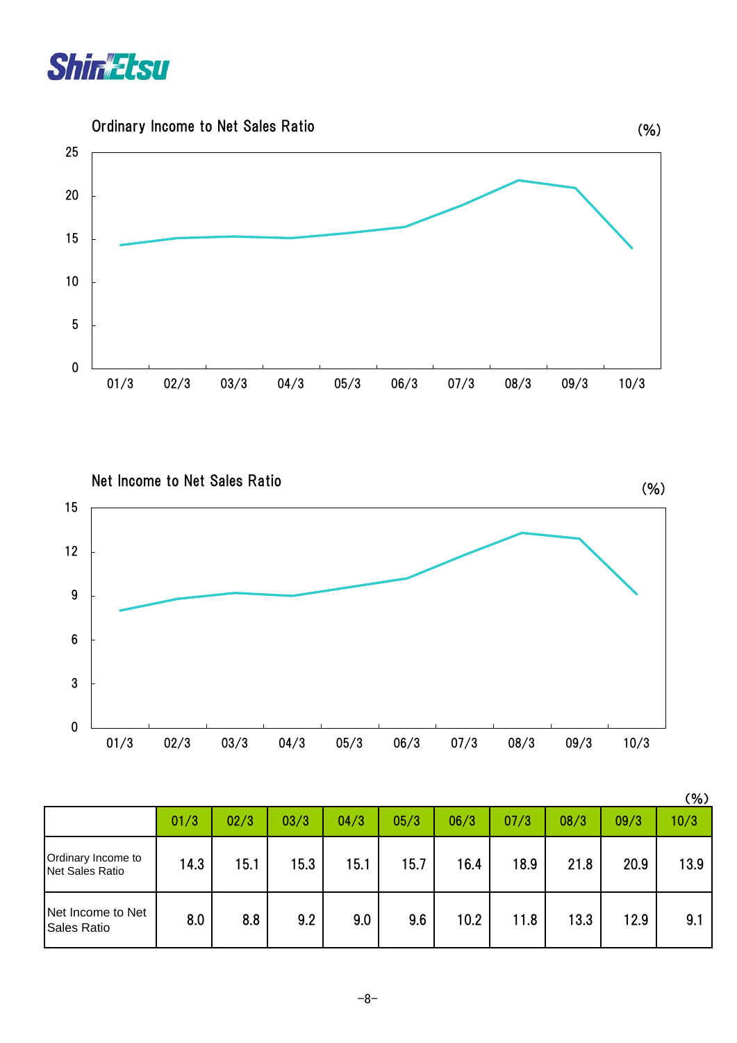## Ordinary Income to Net Sales Ratio

(%)

## Net Income to Net Sales Ratio

(%)

(%)

| | 01/3 | 02/3 | 03/3 | 04/3 | 05/3 | 06/3 | 07/3 | 08/3 | 09/3 | 10/3 |
|---|---|---|---|---|---|---|---|---|---|---|
| Ordinary Income to Net Sales Ratio | 14.3 | 15.1 | 15.3 | 15.1 | 15.7 | 16.4 | 18.9 | 21.8 | 20.9 | 13.9 |
| Net Income to Net Sales Ratio | 8.0 | 8.8 | 9.2 | 9.0 | 9.6 | 10.2 | 11.8 | 13.3 | 12.9 | 9.1 |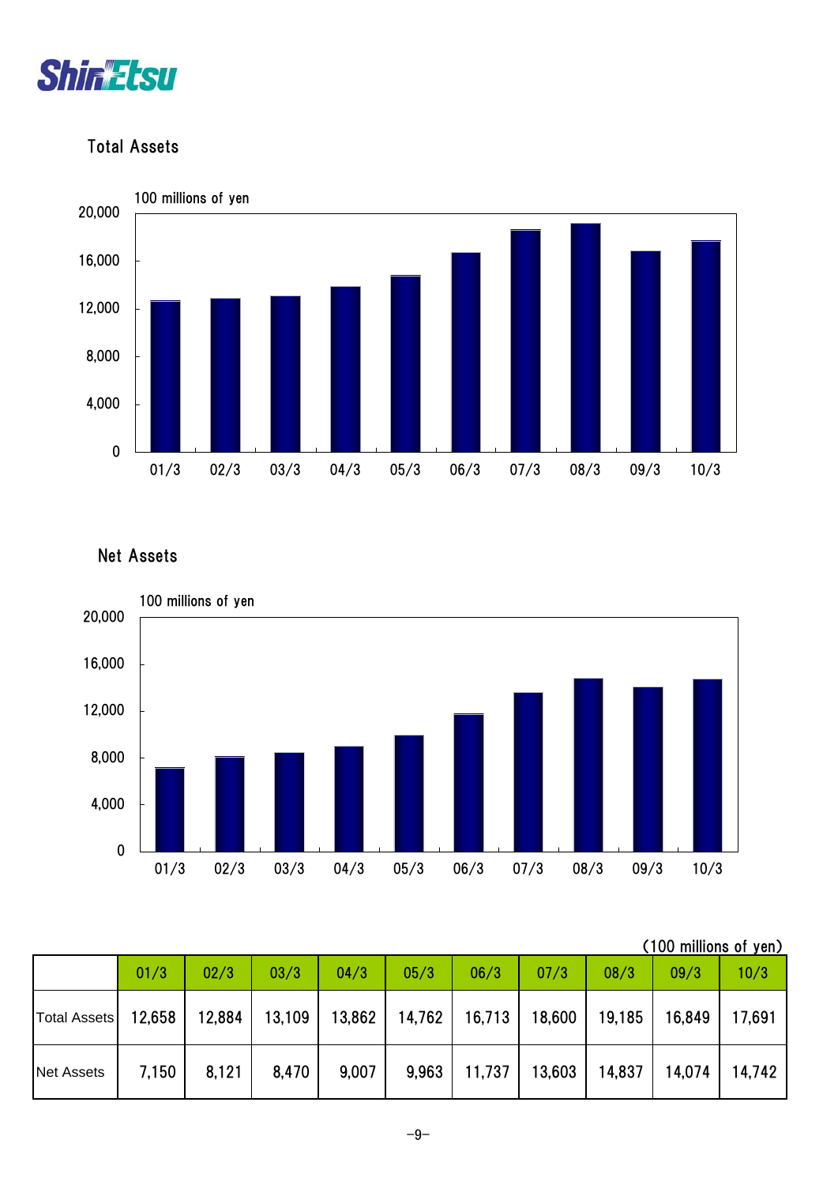## Total Assets

100 millions of yen

## Net Assets

100 millions of yen

(100 millions of yen)

| | 01/3 | 02/3 | 03/3 | 04/3 | 05/3 | 06/3 | 07/3 | 08/3 | 09/3 | 10/3 |
|---|---|---|---|---|---|---|---|---|---|---|
| Total Assets | 12,658 | 12,884 | 13,109 | 13,862 | 14,762 | 16,713 | 18,600 | 19,185 | 16,849 | 17,691 |
| Net Assets | 7,150 | 8,121 | 8,470 | 9,007 | 9,963 | 11,737 | 13,603 | 14,837 | 14,074 | 14,742 |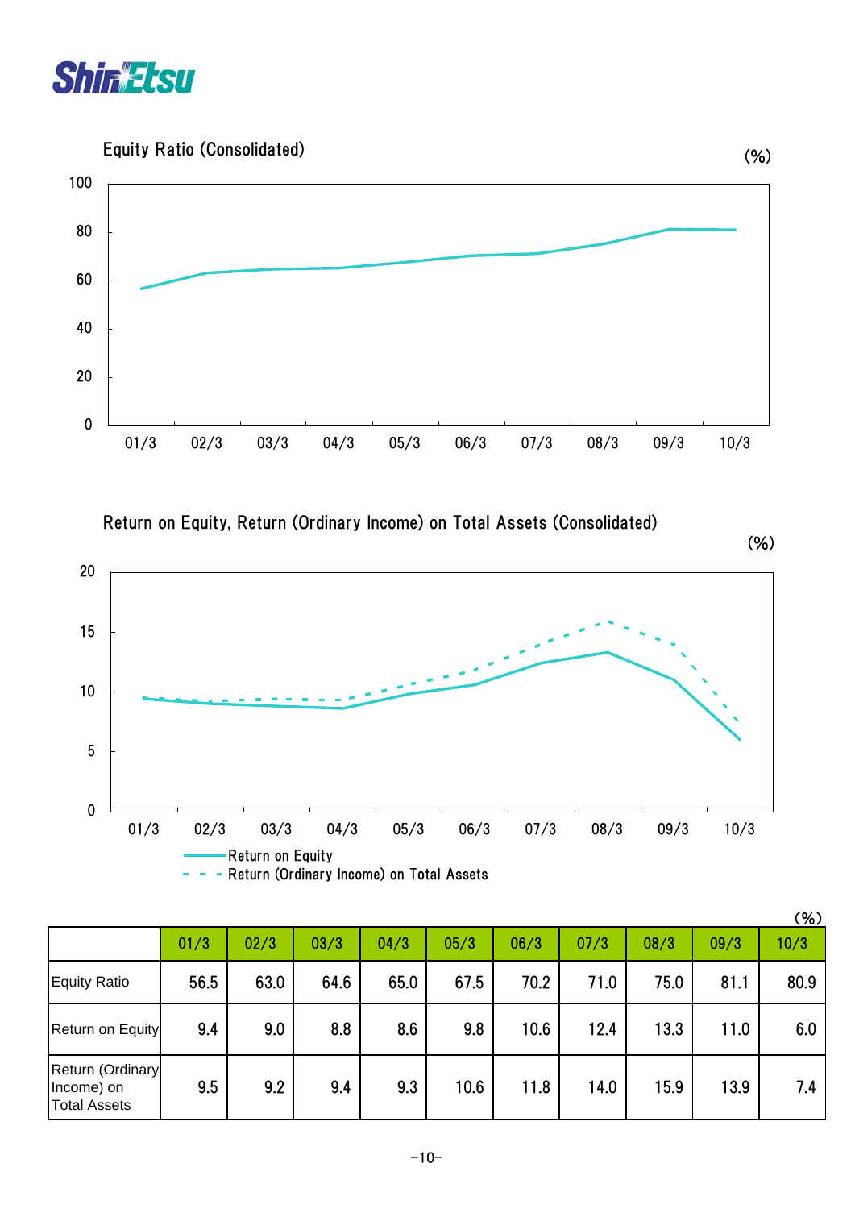## Equity Ratio (Consolidated)

(%)

## Return on Equity, Return (Ordinary Income) on Total Assets (Consolidated)

(%)

(%)

| | 01/3 | 02/3 | 03/3 | 04/3 | 05/3 | 06/3 | 07/3 | 08/3 | 09/3 | 10/3 |
|---|---|---|---|---|---|---|---|---|---|---|
| Equity Ratio | 56.5 | 63.0 | 64.6 | 65.0 | 67.5 | 70.2 | 71.0 | 75.0 | 81.1 | 80.9 |
| Return on Equity | 9.4 | 9.0 | 8.8 | 8.6 | 9.8 | 10.6 | 12.4 | 13.3 | 11.0 | 6.0 |
| Return (Ordinary Income) on Total Assets | 9.5 | 9.2 | 9.4 | 9.3 | 10.6 | 11.8 | 14.0 | 15.9 | 13.9 | 7.4 |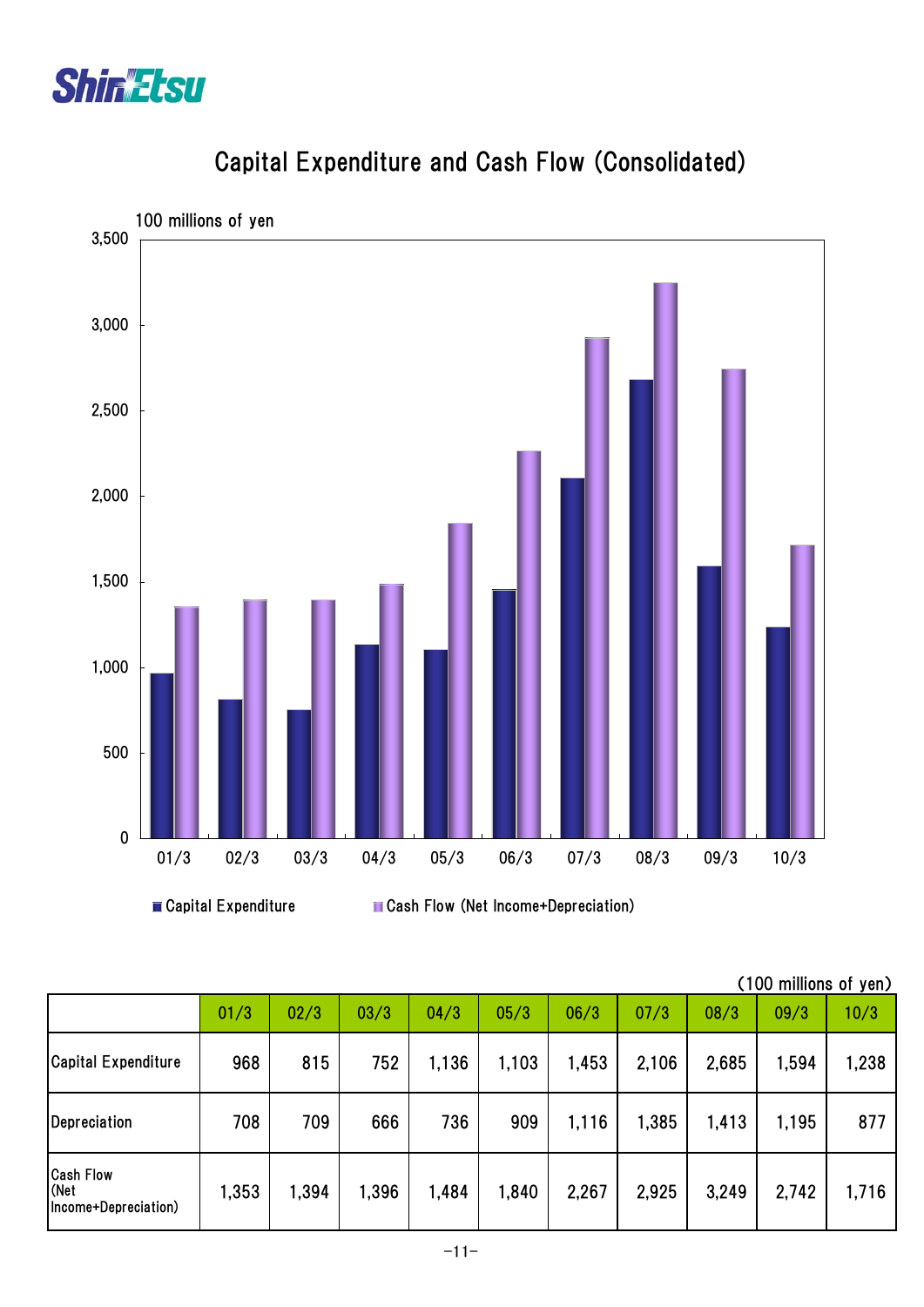Shin-Etsu

# Capital Expenditure and Cash Flow (Consolidated)

100 millions of yen

3,500
3,000
2,500
2,000
1,500
1,000
500
0

01/3 02/3 03/3 04/3 05/3 06/3 07/3 08/3 09/3 10/3

Capital Expenditure
Cash Flow (Net Income+Depreciation)

(100 millions of yen)

| | 01/3 | 02/3 | 03/3 | 04/3 | 05/3 | 06/3 | 07/3 | 08/3 | 09/3 | 10/3 |
|---|---|---|---|---|---|---|---|---|---|---|
| Capital Expenditure | 968 | 815 | 752 | 1,136 | 1,103 | 1,453 | 2,106 | 2,685 | 1,594 | 1,238 |
| Depreciation | 708 | 709 | 666 | 736 | 909 | 1,116 | 1,385 | 1,413 | 1,195 | 877 |
| Cash Flow (Net Income+Depreciation) | 1,353 | 1,394 | 1,396 | 1,484 | 1,840 | 2,267 | 2,925 | 3,249 | 2,742 | 1,716 |